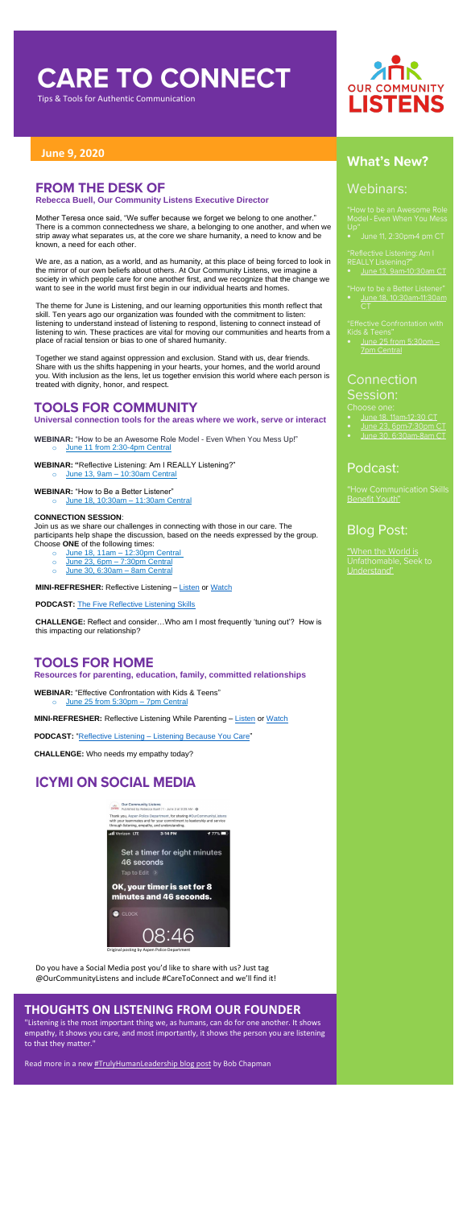# CARE TO CONNECT

Tips & Tools for Authentic Communication

OUR COMMUNITY LISTENS

**June 9, 2020**

## FROM THE DESK OF

**Rebecca Buell, Our Community Listens Executive Director**

Mother Teresa once said, "We suffer because we forget we belong to one another." There is a common connectedness we share, a belonging to one another, and when we strip away what separates us, at the core we share humanity, a need to know and be known, a need for each other.

We are, as a nation, as a world, and as humanity, at this place of being forced to look in the mirror of our own beliefs about others. At Our Community Listens, we imagine a society in which people care for one another first, and we recognize that the change we want to see in the world must first begin in our individual hearts and homes.

The theme for June is Listening, and our learning opportunities this month reflect that skill. Ten years ago our organization was founded with the commitment to listen: listening to understand instead of listening to respond, listening to connect instead of listening to win. These practices are vital for moving our communities and hearts from a place of racial tension or bias to one of shared humanity.

Together we stand against oppression and exclusion. Stand with us, dear friends. Share with us the shifts happening in your hearts, your homes, and the world around you. With inclusion as the lens, let us together envision this world where each person is treated with dignity, honor, and respect.

## TOOLS FOR COMMUNITY

**Universal connection tools for the areas where we work, serve or interact**

**WEBINAR:** "How to be an Awesome Role Model - Even When You Mess Up!"
- June 11 from 2:30-4pm Central

**WEBINAR: "**Reflective Listening: Am I REALLY Listening?"
- June 13, 9am – 10:30am Central

**WEBINAR:** "How to Be a Better Listener"
- June 18, 10:30am – 11:30am Central

**CONNECTION SESSION**:

Join us as we share our challenges in connecting with those in our care. The participants help shape the discussion, based on the needs expressed by the group. Choose **ONE** of the following times:
- June 18, 11am – 12:30pm Central
- June 23, 6pm – 7:30pm Central
- June 30, 6:30am – 8am Central

**MINI-REFRESHER:** Reflective Listening – Listen or Watch

**PODCAST:** The Five Reflective Listening Skills

**CHALLENGE:** Reflect and consider…Who am I most frequently 'tuning out'? How is this impacting our relationship?

## TOOLS FOR HOME

**Resources for parenting, education, family, committed relationships**

**WEBINAR:** "Effective Confrontation with Kids & Teens"
- June 25 from 5:30pm – 7pm Central

**MINI-REFRESHER:** Reflective Listening While Parenting – Listen or Watch

**PODCAST:** "Reflective Listening – Listening Because You Care"

**CHALLENGE:** Who needs my empathy today?

## ICYMI ON SOCIAL MEDIA

Our Community Listens — Published by Rebecca Buell — June 3 at 9:09 AM

Thank you, Aspen Police Department, for sharing #OurCommunityListens with your teammates and for your commitment to leadership and service through listening, empathy, and understanding.

Set a timer for eight minutes 46 seconds

OK, your timer is set for 8 minutes and 46 seconds.

08:46

Original posting by Aspen Police Department

Do you have a Social Media post you'd like to share with us? Just tag @OurCommunityListens and include #CareToConnect and we'll find it!

## THOUGHTS ON LISTENING FROM OUR FOUNDER

"Listening is the most important thing we, as humans, can do for one another. It shows empathy, it shows you care, and most importantly, it shows the person you are listening to that they matter."

Read more in a new #TrulyHumanLeadership blog post by Bob Chapman

## What's New?

### Webinars:

"How to be an Awesome Role Model - Even When You Mess Up"
- June 11, 2:30pm-4 pm CT

"Reflective Listening: Am I REALLY Listening?"
- June 13, 9am-10:30am CT

"How to be a Better Listener"
- June 18, 10:30am-11:30am CT

"Effective Confrontation with Kids & Teens"
- June 25 from 5:30pm – 7pm Central

### Connection Session:

Choose one:
- June 18, 11am-12:30 CT
- June 23, 6pm-7:30pm CT
- June 30, 6:30am-8am CT

### Podcast:

"How Communication Skills Benefit Youth"

### Blog Post:

"When the World is Unfathomable, Seek to Understand"